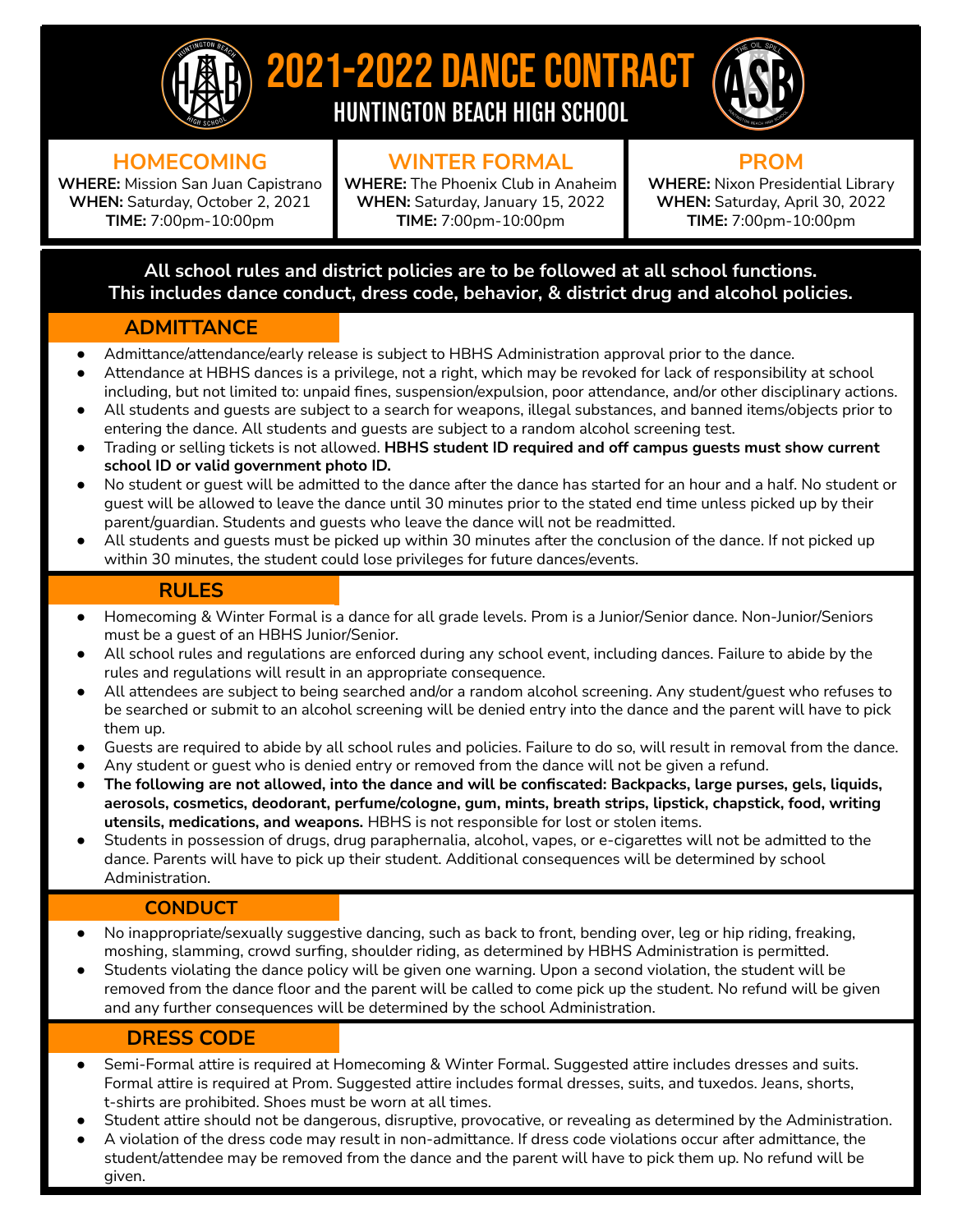# 2021-2022 DANCE CONTRACT

## HUNTINGTON BEACH HIGH SCHOOL

### HOMECOMING

**WHERE:** Mission San Juan Capistrano
**WHEN:** Saturday, October 2, 2021
**TIME:** 7:00pm-10:00pm

### WINTER FORMAL

**WHERE:** The Phoenix Club in Anaheim
**WHEN:** Saturday, January 15, 2022
**TIME:** 7:00pm-10:00pm

### PROM

**WHERE:** Nixon Presidential Library
**WHEN:** Saturday, April 30, 2022
**TIME:** 7:00pm-10:00pm

**All school rules and district policies are to be followed at all school functions. This includes dance conduct, dress code, behavior, & district drug and alcohol policies.**

## ADMITTANCE

- Admittance/attendance/early release is subject to HBHS Administration approval prior to the dance.
- Attendance at HBHS dances is a privilege, not a right, which may be revoked for lack of responsibility at school including, but not limited to: unpaid fines, suspension/expulsion, poor attendance, and/or other disciplinary actions.
- All students and guests are subject to a search for weapons, illegal substances, and banned items/objects prior to entering the dance. All students and guests are subject to a random alcohol screening test.
- Trading or selling tickets is not allowed. **HBHS student ID required and off campus guests must show current school ID or valid government photo ID.**
- No student or guest will be admitted to the dance after the dance has started for an hour and a half. No student or guest will be allowed to leave the dance until 30 minutes prior to the stated end time unless picked up by their parent/guardian. Students and guests who leave the dance will not be readmitted.
- All students and guests must be picked up within 30 minutes after the conclusion of the dance. If not picked up within 30 minutes, the student could lose privileges for future dances/events.

## RULES

- Homecoming & Winter Formal is a dance for all grade levels. Prom is a Junior/Senior dance. Non-Junior/Seniors must be a guest of an HBHS Junior/Senior.
- All school rules and regulations are enforced during any school event, including dances. Failure to abide by the rules and regulations will result in an appropriate consequence.
- All attendees are subject to being searched and/or a random alcohol screening. Any student/guest who refuses to be searched or submit to an alcohol screening will be denied entry into the dance and the parent will have to pick them up.
- Guests are required to abide by all school rules and policies. Failure to do so, will result in removal from the dance.
- Any student or guest who is denied entry or removed from the dance will not be given a refund.
- **The following are not allowed, into the dance and will be confiscated: Backpacks, large purses, gels, liquids, aerosols, cosmetics, deodorant, perfume/cologne, gum, mints, breath strips, lipstick, chapstick, food, writing utensils, medications, and weapons.** HBHS is not responsible for lost or stolen items.
- Students in possession of drugs, drug paraphernalia, alcohol, vapes, or e-cigarettes will not be admitted to the dance. Parents will have to pick up their student. Additional consequences will be determined by school Administration.

## CONDUCT

- No inappropriate/sexually suggestive dancing, such as back to front, bending over, leg or hip riding, freaking, moshing, slamming, crowd surfing, shoulder riding, as determined by HBHS Administration is permitted.
- Students violating the dance policy will be given one warning. Upon a second violation, the student will be removed from the dance floor and the parent will be called to come pick up the student. No refund will be given and any further consequences will be determined by the school Administration.

## DRESS CODE

- Semi-Formal attire is required at Homecoming & Winter Formal. Suggested attire includes dresses and suits. Formal attire is required at Prom. Suggested attire includes formal dresses, suits, and tuxedos. Jeans, shorts, t-shirts are prohibited. Shoes must be worn at all times.
- Student attire should not be dangerous, disruptive, provocative, or revealing as determined by the Administration.
- A violation of the dress code may result in non-admittance. If dress code violations occur after admittance, the student/attendee may be removed from the dance and the parent will have to pick them up. No refund will be given.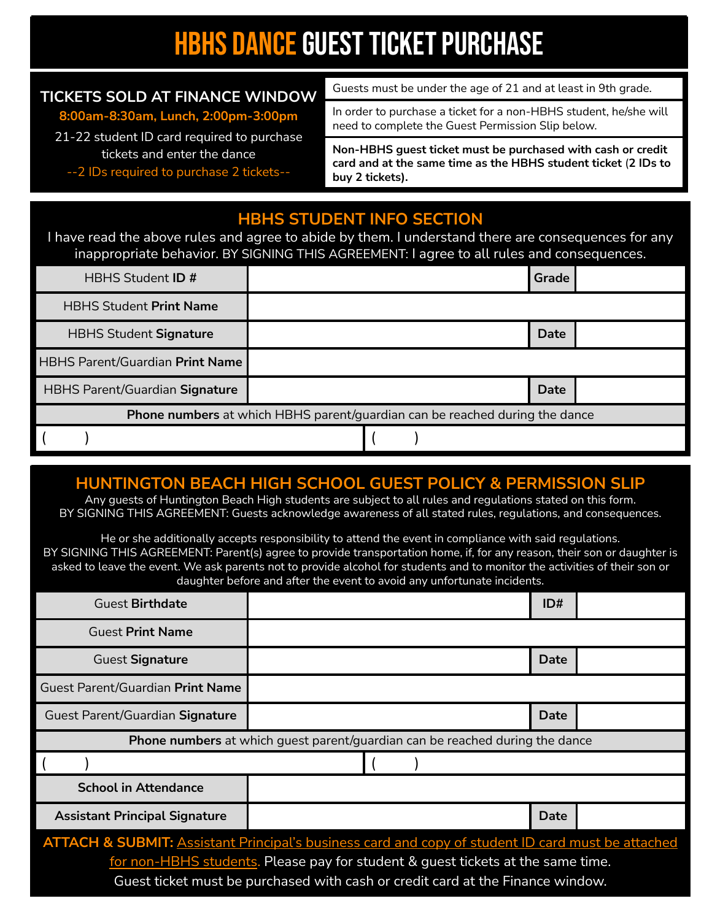# HBHS DANCE GUEST TICKET PURCHASE

**TICKETS SOLD AT FINANCE WINDOW**

**8:00am-8:30am, Lunch, 2:00pm-3:00pm**

21-22 student ID card required to purchase tickets and enter the dance

--2 IDs required to purchase 2 tickets--

Guests must be under the age of 21 and at least in 9th grade.

In order to purchase a ticket for a non-HBHS student, he/she will need to complete the Guest Permission Slip below.

**Non-HBHS guest ticket must be purchased with cash or credit card and at the same time as the HBHS student ticket (2 IDs to buy 2 tickets).**

## HBHS STUDENT INFO SECTION

I have read the above rules and agree to abide by them. I understand there are consequences for any inappropriate behavior. BY SIGNING THIS AGREEMENT: I agree to all rules and consequences.

| | | | |
|---|---|---|---|
| HBHS Student **ID #** | | **Grade** | |
| HBHS Student **Print Name** | | | |
| HBHS Student **Signature** | | **Date** | |
| HBHS Parent/Guardian **Print Name** | | | |
| HBHS Parent/Guardian **Signature** | | **Date** | |
| **Phone numbers** at which HBHS parent/guardian can be reached during the dance | | | |
| ( ) | ( ) | | |

## HUNTINGTON BEACH HIGH SCHOOL GUEST POLICY & PERMISSION SLIP

Any guests of Huntington Beach High students are subject to all rules and regulations stated on this form. BY SIGNING THIS AGREEMENT: Guests acknowledge awareness of all stated rules, regulations, and consequences.

He or she additionally accepts responsibility to attend the event in compliance with said regulations. BY SIGNING THIS AGREEMENT: Parent(s) agree to provide transportation home, if, for any reason, their son or daughter is asked to leave the event. We ask parents not to provide alcohol for students and to monitor the activities of their son or daughter before and after the event to avoid any unfortunate incidents.

| | | | |
|---|---|---|---|
| Guest **Birthdate** | | **ID#** | |
| Guest **Print Name** | | | |
| Guest **Signature** | | **Date** | |
| Guest Parent/Guardian **Print Name** | | | |
| Guest Parent/Guardian **Signature** | | **Date** | |
| **Phone numbers** at which guest parent/guardian can be reached during the dance | | | |
| ( ) | ( ) | | |
| **School in Attendance** | | | |
| **Assistant Principal Signature** | | **Date** | |

**ATTACH & SUBMIT:** Assistant Principal's business card and copy of student ID card must be attached for non-HBHS students. Please pay for student & guest tickets at the same time. Guest ticket must be purchased with cash or credit card at the Finance window.